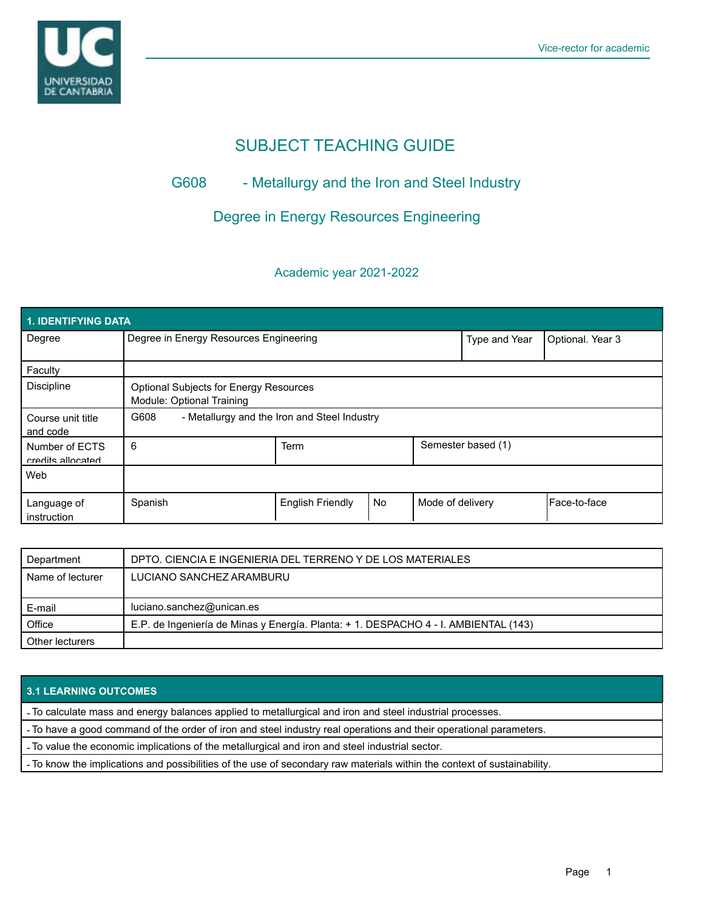# SUBJECT TEACHING GUIDE

## G608 - Metallurgy and the Iron and Steel Industry

## Degree in Energy Resources Engineering

### Academic year 2021-2022

| 1. IDENTIFYING DATA | | | | | |
|---|---|---|---|---|---|
| Degree | Degree in Energy Resources Engineering | | | Type and Year | Optional. Year 3 |
| Faculty | | | | | |
| Discipline | Optional Subjects for Energy Resources<br>Module: Optional Training | | | | |
| Course unit title and code | G608 - Metallurgy and the Iron and Steel Industry | | | | |
| Number of ECTS credits allocated | 6 | Term | | Semester based (1) | |
| Web | | | | | |
| Language of instruction | Spanish | English Friendly | No | Mode of delivery | Face-to-face |

| | |
|---|---|
| Department | DPTO. CIENCIA E INGENIERIA DEL TERRENO Y DE LOS MATERIALES |
| Name of lecturer | LUCIANO SANCHEZ ARAMBURU |
| E-mail | luciano.sanchez@unican.es |
| Office | E.P. de Ingeniería de Minas y Energía. Planta: + 1. DESPACHO 4 - I. AMBIENTAL (143) |
| Other lecturers | |

| 3.1 LEARNING OUTCOMES |
|---|
| - To calculate mass and energy balances applied to metallurgical and iron and steel industrial processes. |
| - To have a good command of the order of iron and steel industry real operations and their operational parameters. |
| - To value the economic implications of the metallurgical and iron and steel industrial sector. |
| - To know the implications and possibilities of the use of secondary raw materials within the context of sustainability. |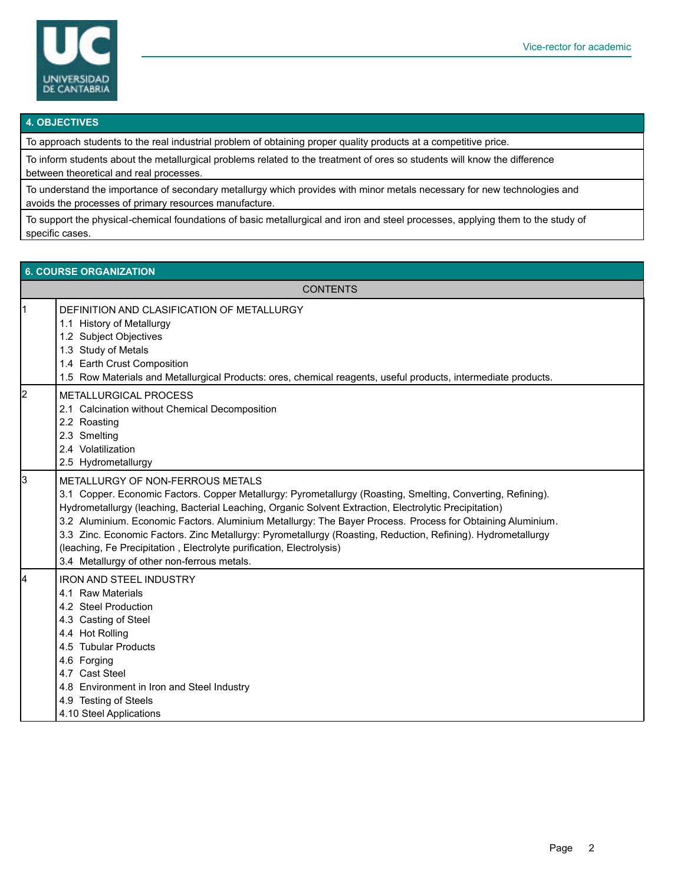## 4. OBJECTIVES

To approach students to the real industrial problem of obtaining proper quality products at a competitive price.

To inform students about the metallurgical problems related to the treatment of ores so students will know the difference between theoretical and real processes.

To understand the importance of secondary metallurgy which provides with minor metals necessary for new technologies and avoids the processes of primary resources manufacture.

To support the physical-chemical foundations of basic metallurgical and iron and steel processes, applying them to the study of specific cases.

## 6. COURSE ORGANIZATION

| | CONTENTS |
|---|---|
| 1 | DEFINITION AND CLASIFICATION OF METALLURGY<br>1.1 History of Metallurgy<br>1.2 Subject Objectives<br>1.3 Study of Metals<br>1.4 Earth Crust Composition<br>1.5 Row Materials and Metallurgical Products: ores, chemical reagents, useful products, intermediate products. |
| 2 | METALLURGICAL PROCESS<br>2.1 Calcination without Chemical Decomposition<br>2.2 Roasting<br>2.3 Smelting<br>2.4 Volatilization<br>2.5 Hydrometallurgy |
| 3 | METALLURGY OF NON-FERROUS METALS<br>3.1 Copper. Economic Factors. Copper Metallurgy: Pyrometallurgy (Roasting, Smelting, Converting, Refining). Hydrometallurgy (leaching, Bacterial Leaching, Organic Solvent Extraction, Electrolytic Precipitation)<br>3.2 Aluminium. Economic Factors. Aluminium Metallurgy: The Bayer Process. Process for Obtaining Aluminium.<br>3.3 Zinc. Economic Factors. Zinc Metallurgy: Pyrometallurgy (Roasting, Reduction, Refining). Hydrometallurgy (leaching, Fe Precipitation , Electrolyte purification, Electrolysis)<br>3.4 Metallurgy of other non-ferrous metals. |
| 4 | IRON AND STEEL INDUSTRY<br>4.1 Raw Materials<br>4.2 Steel Production<br>4.3 Casting of Steel<br>4.4 Hot Rolling<br>4.5 Tubular Products<br>4.6 Forging<br>4.7 Cast Steel<br>4.8 Environment in Iron and Steel Industry<br>4.9 Testing of Steels<br>4.10 Steel Applications |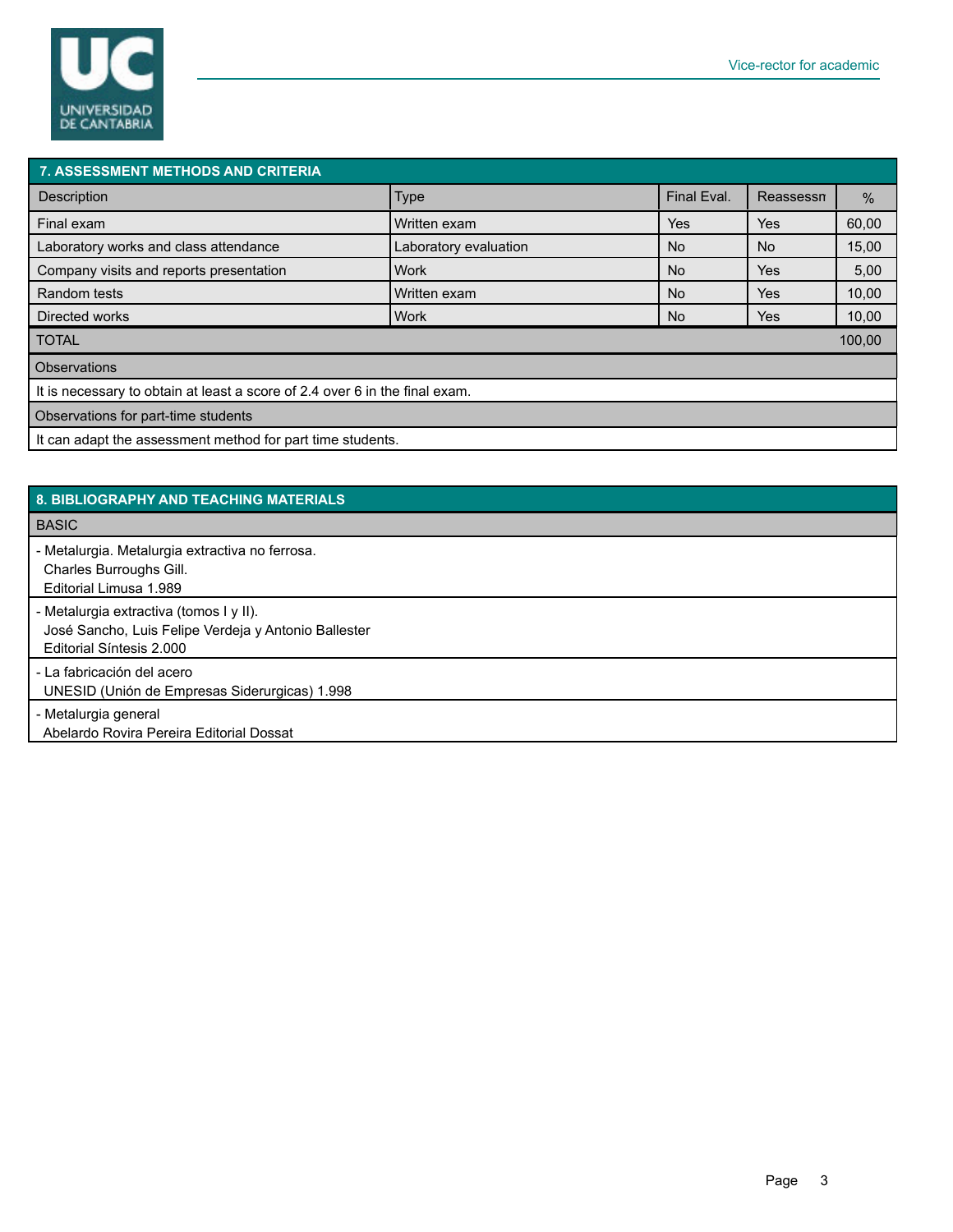## 7. ASSESSMENT METHODS AND CRITERIA

| Description | Type | Final Eval. | Reassessn | % |
|---|---|---|---|---|
| Final exam | Written exam | Yes | Yes | 60,00 |
| Laboratory works and class attendance | Laboratory evaluation | No | No | 15,00 |
| Company visits and reports presentation | Work | No | Yes | 5,00 |
| Random tests | Written exam | No | Yes | 10,00 |
| Directed works | Work | No | Yes | 10,00 |
| TOTAL | | | | 100,00 |

**Observations**

It is necessary to obtain at least a score of 2.4 over 6 in the final exam.

**Observations for part-time students**

It can adapt the assessment method for part time students.

## 8. BIBLIOGRAPHY AND TEACHING MATERIALS

**BASIC**

- Metalurgia. Metalurgia extractiva no ferrosa.
  Charles Burroughs Gill.
  Editorial Limusa 1.989
- Metalurgia extractiva (tomos I y II).
  José Sancho, Luis Felipe Verdeja y Antonio Ballester
  Editorial Síntesis 2.000
- La fabricación del acero
  UNESID (Unión de Empresas Siderurgicas) 1.998
- Metalurgia general
  Abelardo Rovira Pereira Editorial Dossat